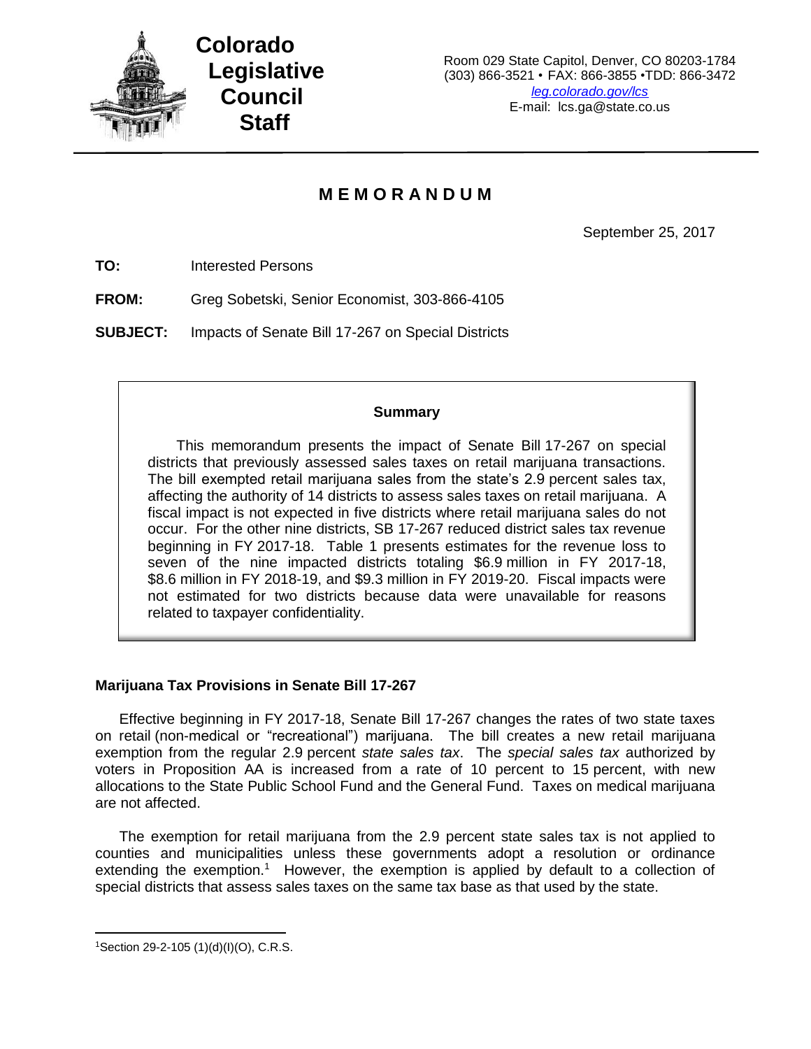**Colorado Legislative Council Staff**

Room 029 State Capitol, Denver, CO 80203-1784
(303) 866-3521 • FAX: 866-3855 •TDD: 866-3472
*leg.colorado.gov/lcs*
E-mail: lcs.ga@state.co.us

# MEMORANDUM

September 25, 2017

**TO:** Interested Persons

**FROM:** Greg Sobetski, Senior Economist, 303-866-4105

**SUBJECT:** Impacts of Senate Bill 17-267 on Special Districts

> **Summary**
>
> This memorandum presents the impact of Senate Bill 17-267 on special districts that previously assessed sales taxes on retail marijuana transactions. The bill exempted retail marijuana sales from the state's 2.9 percent sales tax, affecting the authority of 14 districts to assess sales taxes on retail marijuana. A fiscal impact is not expected in five districts where retail marijuana sales do not occur. For the other nine districts, SB 17-267 reduced district sales tax revenue beginning in FY 2017-18. Table 1 presents estimates for the revenue loss to seven of the nine impacted districts totaling $6.9 million in FY 2017-18, $8.6 million in FY 2018-19, and $9.3 million in FY 2019-20. Fiscal impacts were not estimated for two districts because data were unavailable for reasons related to taxpayer confidentiality.

## Marijuana Tax Provisions in Senate Bill 17-267

Effective beginning in FY 2017-18, Senate Bill 17-267 changes the rates of two state taxes on retail (non-medical or "recreational") marijuana. The bill creates a new retail marijuana exemption from the regular 2.9 percent *state sales tax*. The *special sales tax* authorized by voters in Proposition AA is increased from a rate of 10 percent to 15 percent, with new allocations to the State Public School Fund and the General Fund. Taxes on medical marijuana are not affected.

The exemption for retail marijuana from the 2.9 percent state sales tax is not applied to counties and municipalities unless these governments adopt a resolution or ordinance extending the exemption.[1] However, the exemption is applied by default to a collection of special districts that assess sales taxes on the same tax base as that used by the state.

[1] Section 29-2-105 (1)(d)(I)(O), C.R.S.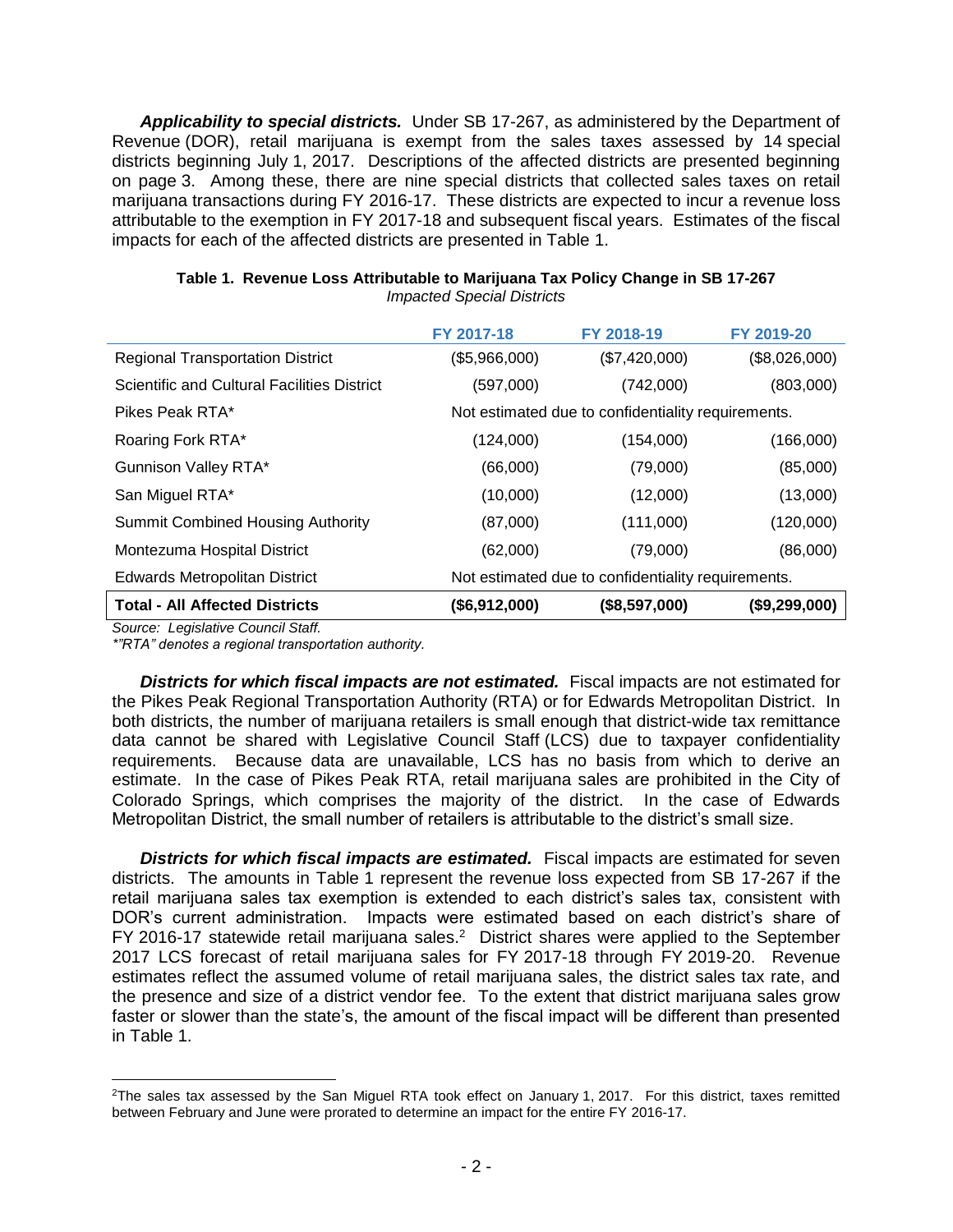***Applicability to special districts.*** Under SB 17-267, as administered by the Department of Revenue (DOR), retail marijuana is exempt from the sales taxes assessed by 14 special districts beginning July 1, 2017. Descriptions of the affected districts are presented beginning on page 3. Among these, there are nine special districts that collected sales taxes on retail marijuana transactions during FY 2016-17. These districts are expected to incur a revenue loss attributable to the exemption in FY 2017-18 and subsequent fiscal years. Estimates of the fiscal impacts for each of the affected districts are presented in Table 1.

**Table 1. Revenue Loss Attributable to Marijuana Tax Policy Change in SB 17-267**
*Impacted Special Districts*

| | FY 2017-18 | FY 2018-19 | FY 2019-20 |
|---|---|---|---|
| Regional Transportation District | ($5,966,000) | ($7,420,000) | ($8,026,000) |
| Scientific and Cultural Facilities District | (597,000) | (742,000) | (803,000) |
| Pikes Peak RTA* | Not estimated due to confidentiality requirements. | | |
| Roaring Fork RTA* | (124,000) | (154,000) | (166,000) |
| Gunnison Valley RTA* | (66,000) | (79,000) | (85,000) |
| San Miguel RTA* | (10,000) | (12,000) | (13,000) |
| Summit Combined Housing Authority | (87,000) | (111,000) | (120,000) |
| Montezuma Hospital District | (62,000) | (79,000) | (86,000) |
| Edwards Metropolitan District | Not estimated due to confidentiality requirements. | | |
| **Total - All Affected Districts** | **($6,912,000)** | **($8,597,000)** | **($9,299,000)** |

*Source: Legislative Council Staff.*
*"RTA" denotes a regional transportation authority.*

***Districts for which fiscal impacts are not estimated.*** Fiscal impacts are not estimated for the Pikes Peak Regional Transportation Authority (RTA) or for Edwards Metropolitan District. In both districts, the number of marijuana retailers is small enough that district-wide tax remittance data cannot be shared with Legislative Council Staff (LCS) due to taxpayer confidentiality requirements. Because data are unavailable, LCS has no basis from which to derive an estimate. In the case of Pikes Peak RTA, retail marijuana sales are prohibited in the City of Colorado Springs, which comprises the majority of the district. In the case of Edwards Metropolitan District, the small number of retailers is attributable to the district's small size.

***Districts for which fiscal impacts are estimated.*** Fiscal impacts are estimated for seven districts. The amounts in Table 1 represent the revenue loss expected from SB 17-267 if the retail marijuana sales tax exemption is extended to each district's sales tax, consistent with DOR's current administration. Impacts were estimated based on each district's share of FY 2016-17 statewide retail marijuana sales.[2] District shares were applied to the September 2017 LCS forecast of retail marijuana sales for FY 2017-18 through FY 2019-20. Revenue estimates reflect the assumed volume of retail marijuana sales, the district sales tax rate, and the presence and size of a district vendor fee. To the extent that district marijuana sales grow faster or slower than the state's, the amount of the fiscal impact will be different than presented in Table 1.

[2]The sales tax assessed by the San Miguel RTA took effect on January 1, 2017. For this district, taxes remitted between February and June were prorated to determine an impact for the entire FY 2016-17.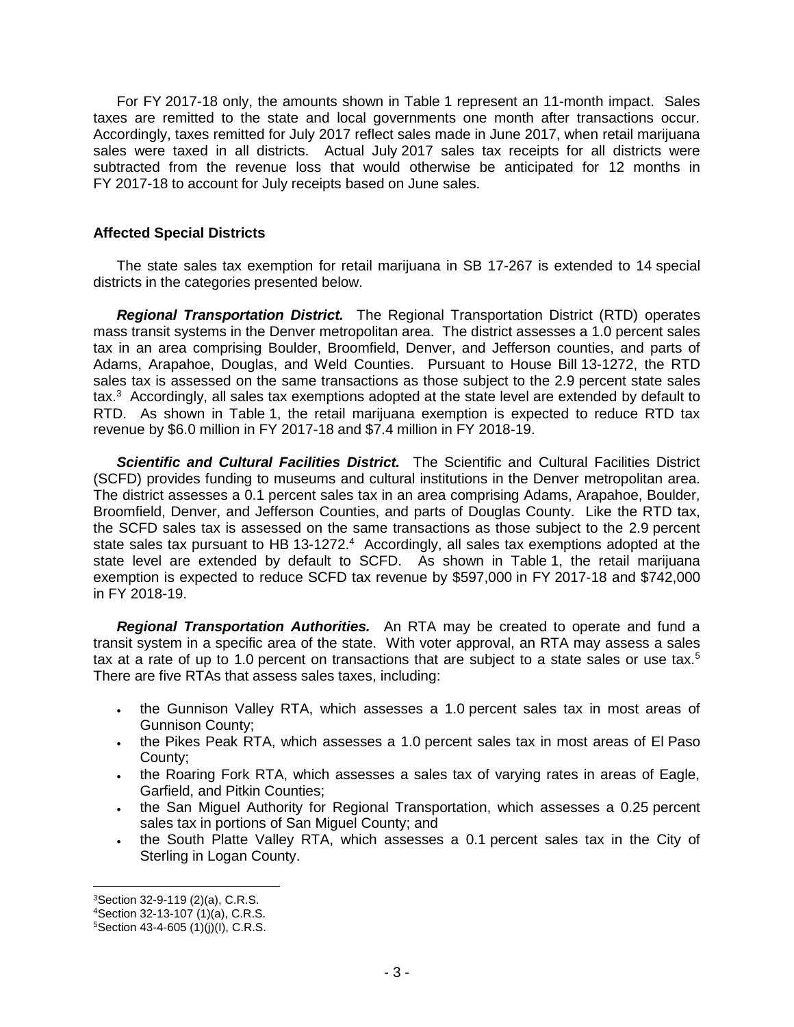For FY 2017-18 only, the amounts shown in Table 1 represent an 11-month impact. Sales taxes are remitted to the state and local governments one month after transactions occur. Accordingly, taxes remitted for July 2017 reflect sales made in June 2017, when retail marijuana sales were taxed in all districts. Actual July 2017 sales tax receipts for all districts were subtracted from the revenue loss that would otherwise be anticipated for 12 months in FY 2017-18 to account for July receipts based on June sales.

### Affected Special Districts

The state sales tax exemption for retail marijuana in SB 17-267 is extended to 14 special districts in the categories presented below.

***Regional Transportation District.*** The Regional Transportation District (RTD) operates mass transit systems in the Denver metropolitan area. The district assesses a 1.0 percent sales tax in an area comprising Boulder, Broomfield, Denver, and Jefferson counties, and parts of Adams, Arapahoe, Douglas, and Weld Counties. Pursuant to House Bill 13-1272, the RTD sales tax is assessed on the same transactions as those subject to the 2.9 percent state sales tax.[3] Accordingly, all sales tax exemptions adopted at the state level are extended by default to RTD. As shown in Table 1, the retail marijuana exemption is expected to reduce RTD tax revenue by $6.0 million in FY 2017-18 and $7.4 million in FY 2018-19.

***Scientific and Cultural Facilities District.*** The Scientific and Cultural Facilities District (SCFD) provides funding to museums and cultural institutions in the Denver metropolitan area. The district assesses a 0.1 percent sales tax in an area comprising Adams, Arapahoe, Boulder, Broomfield, Denver, and Jefferson Counties, and parts of Douglas County. Like the RTD tax, the SCFD sales tax is assessed on the same transactions as those subject to the 2.9 percent state sales tax pursuant to HB 13-1272.[4] Accordingly, all sales tax exemptions adopted at the state level are extended by default to SCFD. As shown in Table 1, the retail marijuana exemption is expected to reduce SCFD tax revenue by $597,000 in FY 2017-18 and $742,000 in FY 2018-19.

***Regional Transportation Authorities.*** An RTA may be created to operate and fund a transit system in a specific area of the state. With voter approval, an RTA may assess a sales tax at a rate of up to 1.0 percent on transactions that are subject to a state sales or use tax.[5] There are five RTAs that assess sales taxes, including:

- the Gunnison Valley RTA, which assesses a 1.0 percent sales tax in most areas of Gunnison County;
- the Pikes Peak RTA, which assesses a 1.0 percent sales tax in most areas of El Paso County;
- the Roaring Fork RTA, which assesses a sales tax of varying rates in areas of Eagle, Garfield, and Pitkin Counties;
- the San Miguel Authority for Regional Transportation, which assesses a 0.25 percent sales tax in portions of San Miguel County; and
- the South Platte Valley RTA, which assesses a 0.1 percent sales tax in the City of Sterling in Logan County.

[3] Section 32-9-119 (2)(a), C.R.S.
[4] Section 32-13-107 (1)(a), C.R.S.
[5] Section 43-4-605 (1)(j)(I), C.R.S.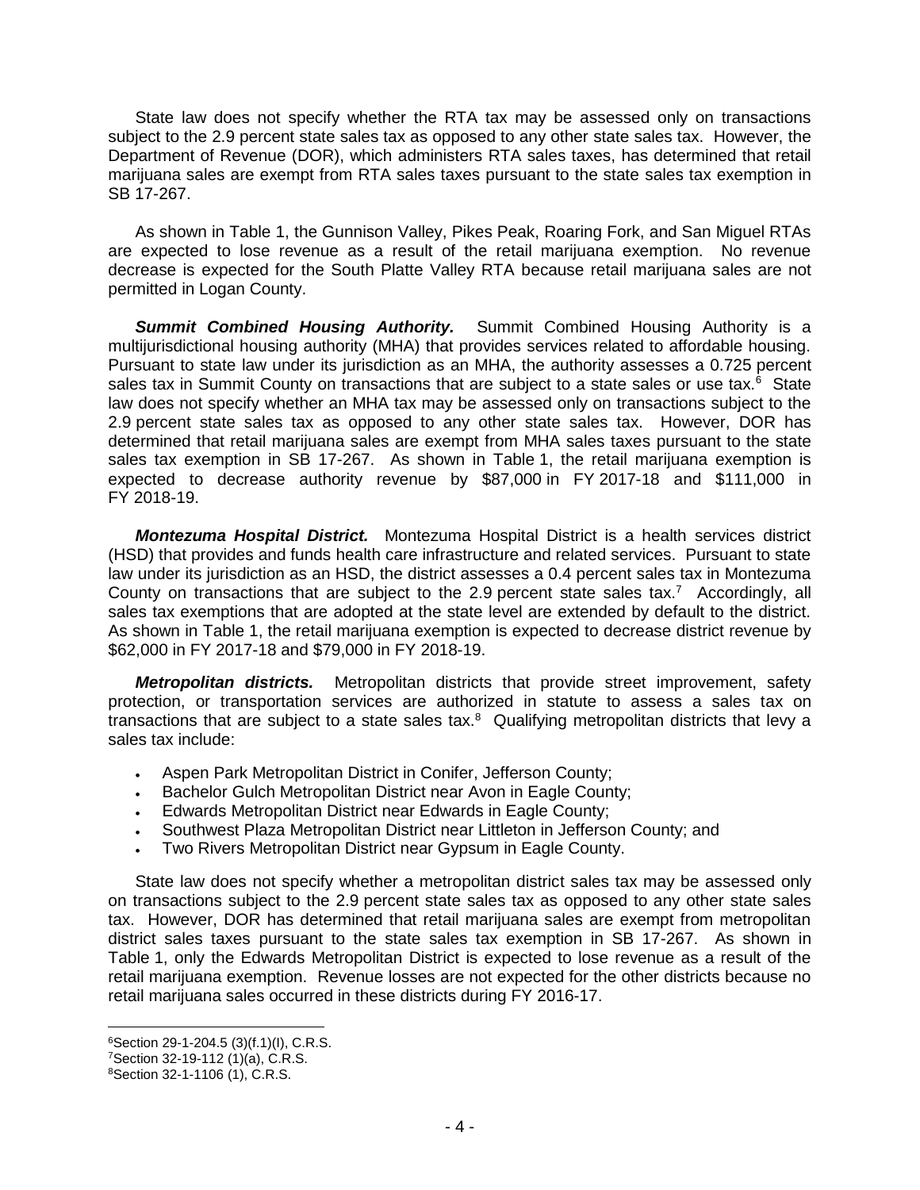State law does not specify whether the RTA tax may be assessed only on transactions subject to the 2.9 percent state sales tax as opposed to any other state sales tax. However, the Department of Revenue (DOR), which administers RTA sales taxes, has determined that retail marijuana sales are exempt from RTA sales taxes pursuant to the state sales tax exemption in SB 17-267.

As shown in Table 1, the Gunnison Valley, Pikes Peak, Roaring Fork, and San Miguel RTAs are expected to lose revenue as a result of the retail marijuana exemption. No revenue decrease is expected for the South Platte Valley RTA because retail marijuana sales are not permitted in Logan County.

***Summit Combined Housing Authority.*** Summit Combined Housing Authority is a multijurisdictional housing authority (MHA) that provides services related to affordable housing. Pursuant to state law under its jurisdiction as an MHA, the authority assesses a 0.725 percent sales tax in Summit County on transactions that are subject to a state sales or use tax.[6] State law does not specify whether an MHA tax may be assessed only on transactions subject to the 2.9 percent state sales tax as opposed to any other state sales tax. However, DOR has determined that retail marijuana sales are exempt from MHA sales taxes pursuant to the state sales tax exemption in SB 17-267. As shown in Table 1, the retail marijuana exemption is expected to decrease authority revenue by $87,000 in FY 2017-18 and $111,000 in FY 2018-19.

***Montezuma Hospital District.*** Montezuma Hospital District is a health services district (HSD) that provides and funds health care infrastructure and related services. Pursuant to state law under its jurisdiction as an HSD, the district assesses a 0.4 percent sales tax in Montezuma County on transactions that are subject to the 2.9 percent state sales tax.[7] Accordingly, all sales tax exemptions that are adopted at the state level are extended by default to the district. As shown in Table 1, the retail marijuana exemption is expected to decrease district revenue by $62,000 in FY 2017-18 and $79,000 in FY 2018-19.

***Metropolitan districts.*** Metropolitan districts that provide street improvement, safety protection, or transportation services are authorized in statute to assess a sales tax on transactions that are subject to a state sales tax.[8] Qualifying metropolitan districts that levy a sales tax include:

- Aspen Park Metropolitan District in Conifer, Jefferson County;
- Bachelor Gulch Metropolitan District near Avon in Eagle County;
- Edwards Metropolitan District near Edwards in Eagle County;
- Southwest Plaza Metropolitan District near Littleton in Jefferson County; and
- Two Rivers Metropolitan District near Gypsum in Eagle County.

State law does not specify whether a metropolitan district sales tax may be assessed only on transactions subject to the 2.9 percent state sales tax as opposed to any other state sales tax. However, DOR has determined that retail marijuana sales are exempt from metropolitan district sales taxes pursuant to the state sales tax exemption in SB 17-267. As shown in Table 1, only the Edwards Metropolitan District is expected to lose revenue as a result of the retail marijuana exemption. Revenue losses are not expected for the other districts because no retail marijuana sales occurred in these districts during FY 2016-17.

---

[6]Section 29-1-204.5 (3)(f.1)(I), C.R.S.
[7]Section 32-19-112 (1)(a), C.R.S.
[8]Section 32-1-1106 (1), C.R.S.